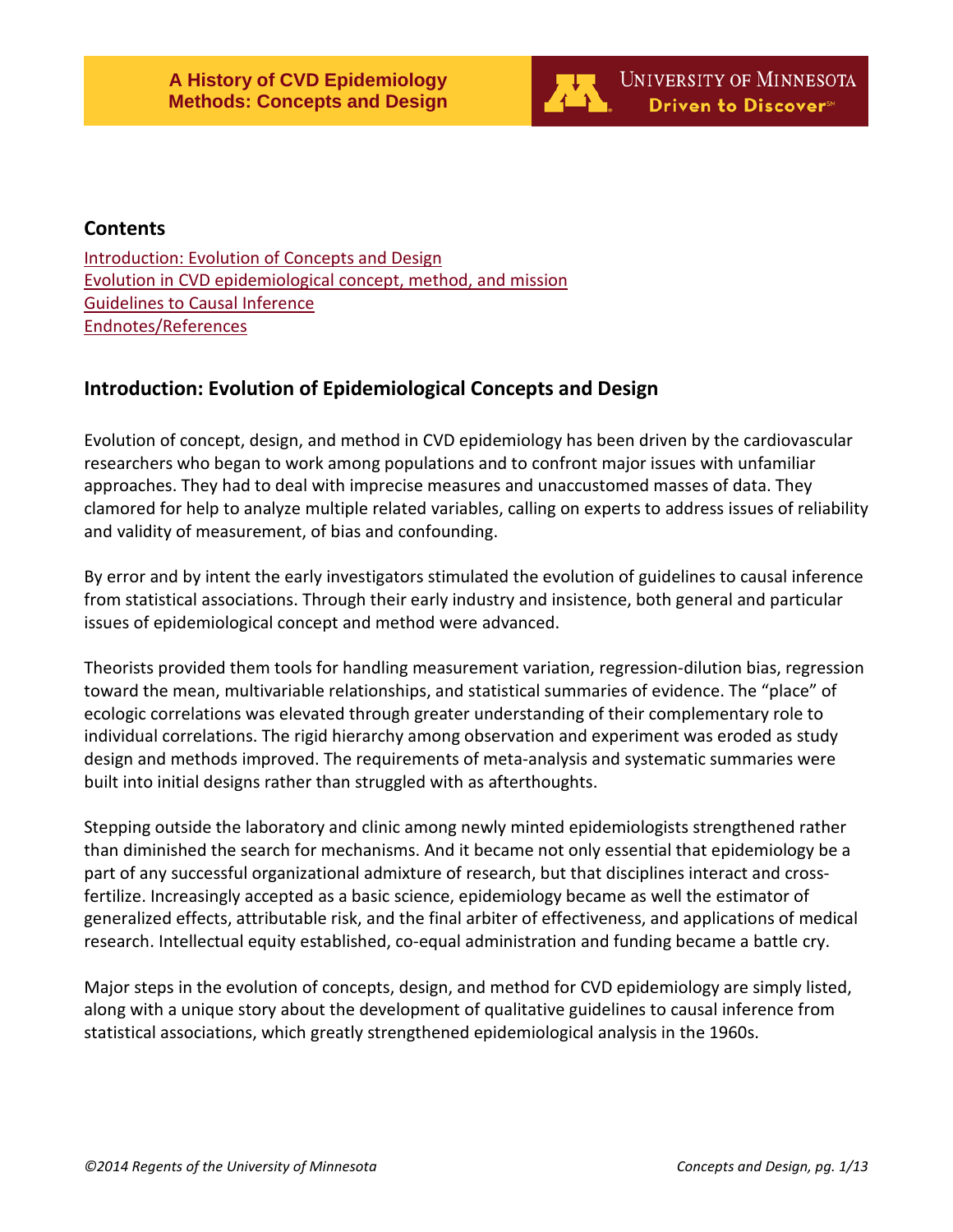# A History of CVD Epidemiology Methods: Concepts and Design

## Contents

[Introduction: Evolution of Concepts and Design]
[Evolution in CVD epidemiological concept, method, and mission]
[Guidelines to Causal Inference]
[Endnotes/References]

## Introduction: Evolution of Epidemiological Concepts and Design

Evolution of concept, design, and method in CVD epidemiology has been driven by the cardiovascular researchers who began to work among populations and to confront major issues with unfamiliar approaches. They had to deal with imprecise measures and unaccustomed masses of data. They clamored for help to analyze multiple related variables, calling on experts to address issues of reliability and validity of measurement, of bias and confounding.

By error and by intent the early investigators stimulated the evolution of guidelines to causal inference from statistical associations. Through their early industry and insistence, both general and particular issues of epidemiological concept and method were advanced.

Theorists provided them tools for handling measurement variation, regression-dilution bias, regression toward the mean, multivariable relationships, and statistical summaries of evidence. The "place" of ecologic correlations was elevated through greater understanding of their complementary role to individual correlations. The rigid hierarchy among observation and experiment was eroded as study design and methods improved. The requirements of meta-analysis and systematic summaries were built into initial designs rather than struggled with as afterthoughts.

Stepping outside the laboratory and clinic among newly minted epidemiologists strengthened rather than diminished the search for mechanisms. And it became not only essential that epidemiology be a part of any successful organizational admixture of research, but that disciplines interact and cross-fertilize. Increasingly accepted as a basic science, epidemiology became as well the estimator of generalized effects, attributable risk, and the final arbiter of effectiveness, and applications of medical research. Intellectual equity established, co-equal administration and funding became a battle cry.

Major steps in the evolution of concepts, design, and method for CVD epidemiology are simply listed, along with a unique story about the development of qualitative guidelines to causal inference from statistical associations, which greatly strengthened epidemiological analysis in the 1960s.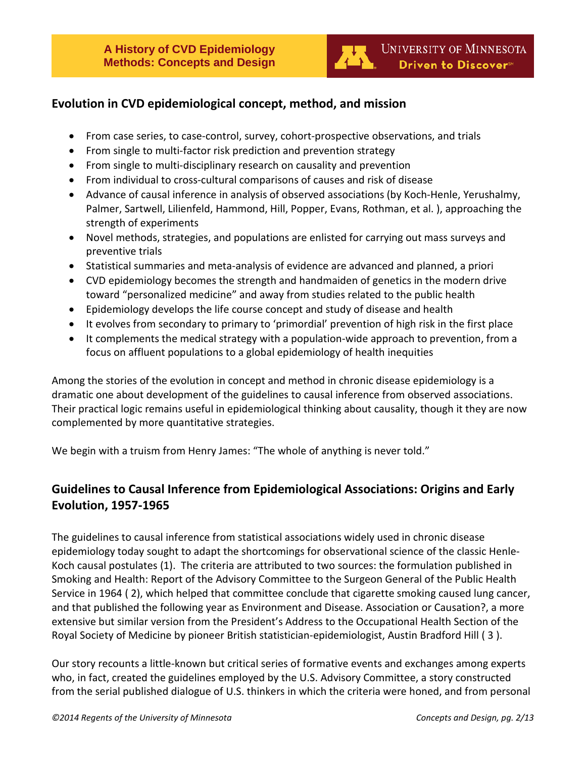## Evolution in CVD epidemiological concept, method, and mission

- From case series, to case-control, survey, cohort-prospective observations, and trials
- From single to multi-factor risk prediction and prevention strategy
- From single to multi-disciplinary research on causality and prevention
- From individual to cross-cultural comparisons of causes and risk of disease
- Advance of causal inference in analysis of observed associations (by Koch-Henle, Yerushalmy, Palmer, Sartwell, Lilienfeld, Hammond, Hill, Popper, Evans, Rothman, et al. ), approaching the strength of experiments
- Novel methods, strategies, and populations are enlisted for carrying out mass surveys and preventive trials
- Statistical summaries and meta-analysis of evidence are advanced and planned, a priori
- CVD epidemiology becomes the strength and handmaiden of genetics in the modern drive toward "personalized medicine" and away from studies related to the public health
- Epidemiology develops the life course concept and study of disease and health
- It evolves from secondary to primary to 'primordial' prevention of high risk in the first place
- It complements the medical strategy with a population-wide approach to prevention, from a focus on affluent populations to a global epidemiology of health inequities

Among the stories of the evolution in concept and method in chronic disease epidemiology is a dramatic one about development of the guidelines to causal inference from observed associations. Their practical logic remains useful in epidemiological thinking about causality, though it they are now complemented by more quantitative strategies.

We begin with a truism from Henry James: "The whole of anything is never told."

## Guidelines to Causal Inference from Epidemiological Associations: Origins and Early Evolution, 1957-1965

The guidelines to causal inference from statistical associations widely used in chronic disease epidemiology today sought to adapt the shortcomings for observational science of the classic Henle-Koch causal postulates (1). The criteria are attributed to two sources: the formulation published in Smoking and Health: Report of the Advisory Committee to the Surgeon General of the Public Health Service in 1964 ( 2), which helped that committee conclude that cigarette smoking caused lung cancer, and that published the following year as Environment and Disease. Association or Causation?, a more extensive but similar version from the President's Address to the Occupational Health Section of the Royal Society of Medicine by pioneer British statistician-epidemiologist, Austin Bradford Hill ( 3 ).

Our story recounts a little-known but critical series of formative events and exchanges among experts who, in fact, created the guidelines employed by the U.S. Advisory Committee, a story constructed from the serial published dialogue of U.S. thinkers in which the criteria were honed, and from personal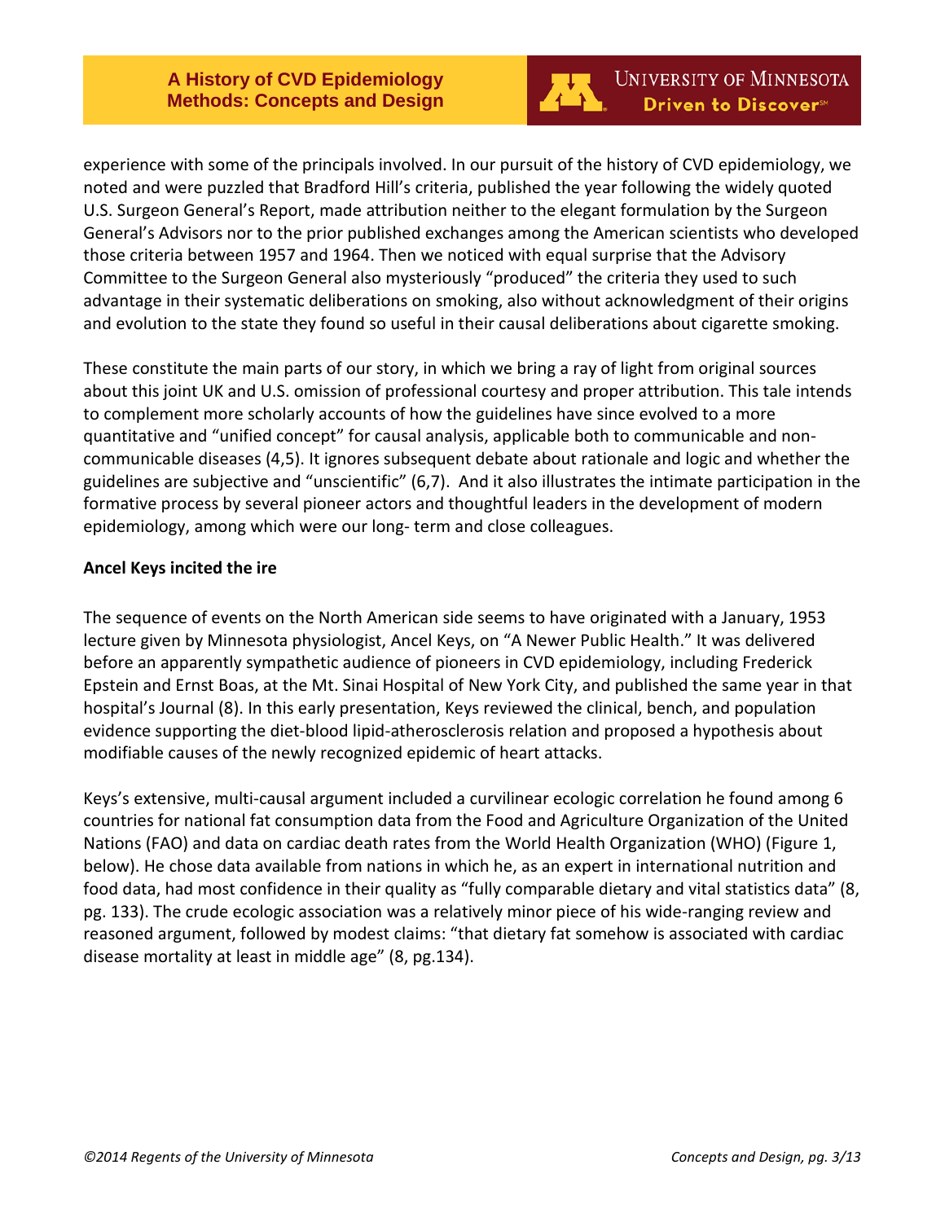experience with some of the principals involved. In our pursuit of the history of CVD epidemiology, we noted and were puzzled that Bradford Hill's criteria, published the year following the widely quoted U.S. Surgeon General's Report, made attribution neither to the elegant formulation by the Surgeon General's Advisors nor to the prior published exchanges among the American scientists who developed those criteria between 1957 and 1964. Then we noticed with equal surprise that the Advisory Committee to the Surgeon General also mysteriously "produced" the criteria they used to such advantage in their systematic deliberations on smoking, also without acknowledgment of their origins and evolution to the state they found so useful in their causal deliberations about cigarette smoking.

These constitute the main parts of our story, in which we bring a ray of light from original sources about this joint UK and U.S. omission of professional courtesy and proper attribution. This tale intends to complement more scholarly accounts of how the guidelines have since evolved to a more quantitative and "unified concept" for causal analysis, applicable both to communicable and non-communicable diseases (4,5). It ignores subsequent debate about rationale and logic and whether the guidelines are subjective and "unscientific" (6,7). And it also illustrates the intimate participation in the formative process by several pioneer actors and thoughtful leaders in the development of modern epidemiology, among which were our long- term and close colleagues.

**Ancel Keys incited the ire**

The sequence of events on the North American side seems to have originated with a January, 1953 lecture given by Minnesota physiologist, Ancel Keys, on "A Newer Public Health." It was delivered before an apparently sympathetic audience of pioneers in CVD epidemiology, including Frederick Epstein and Ernst Boas, at the Mt. Sinai Hospital of New York City, and published the same year in that hospital's Journal (8). In this early presentation, Keys reviewed the clinical, bench, and population evidence supporting the diet-blood lipid-atherosclerosis relation and proposed a hypothesis about modifiable causes of the newly recognized epidemic of heart attacks.

Keys's extensive, multi-causal argument included a curvilinear ecologic correlation he found among 6 countries for national fat consumption data from the Food and Agriculture Organization of the United Nations (FAO) and data on cardiac death rates from the World Health Organization (WHO) (Figure 1, below). He chose data available from nations in which he, as an expert in international nutrition and food data, had most confidence in their quality as "fully comparable dietary and vital statistics data" (8, pg. 133). The crude ecologic association was a relatively minor piece of his wide-ranging review and reasoned argument, followed by modest claims: "that dietary fat somehow is associated with cardiac disease mortality at least in middle age" (8, pg.134).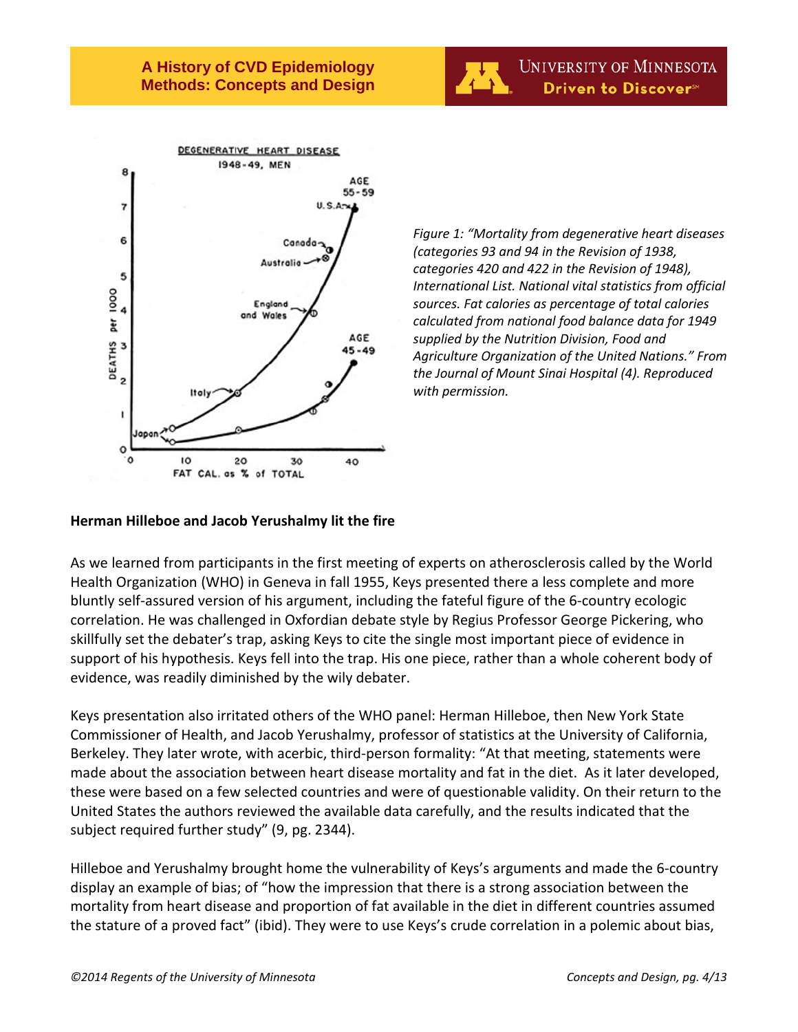*Figure 1: "Mortality from degenerative heart diseases (categories 93 and 94 in the Revision of 1938, categories 420 and 422 in the Revision of 1948), International List. National vital statistics from official sources. Fat calories as percentage of total calories calculated from national food balance data for 1949 supplied by the Nutrition Division, Food and Agriculture Organization of the United Nations." From the Journal of Mount Sinai Hospital (4). Reproduced with permission.*

**Herman Hilleboe and Jacob Yerushalmy lit the fire**

As we learned from participants in the first meeting of experts on atherosclerosis called by the World Health Organization (WHO) in Geneva in fall 1955, Keys presented there a less complete and more bluntly self-assured version of his argument, including the fateful figure of the 6-country ecologic correlation. He was challenged in Oxfordian debate style by Regius Professor George Pickering, who skillfully set the debater's trap, asking Keys to cite the single most important piece of evidence in support of his hypothesis. Keys fell into the trap. His one piece, rather than a whole coherent body of evidence, was readily diminished by the wily debater.

Keys presentation also irritated others of the WHO panel: Herman Hilleboe, then New York State Commissioner of Health, and Jacob Yerushalmy, professor of statistics at the University of California, Berkeley. They later wrote, with acerbic, third-person formality: "At that meeting, statements were made about the association between heart disease mortality and fat in the diet. As it later developed, these were based on a few selected countries and were of questionable validity. On their return to the United States the authors reviewed the available data carefully, and the results indicated that the subject required further study" (9, pg. 2344).

Hilleboe and Yerushalmy brought home the vulnerability of Keys's arguments and made the 6-country display an example of bias; of "how the impression that there is a strong association between the mortality from heart disease and proportion of fat available in the diet in different countries assumed the stature of a proved fact" (ibid). They were to use Keys's crude correlation in a polemic about bias,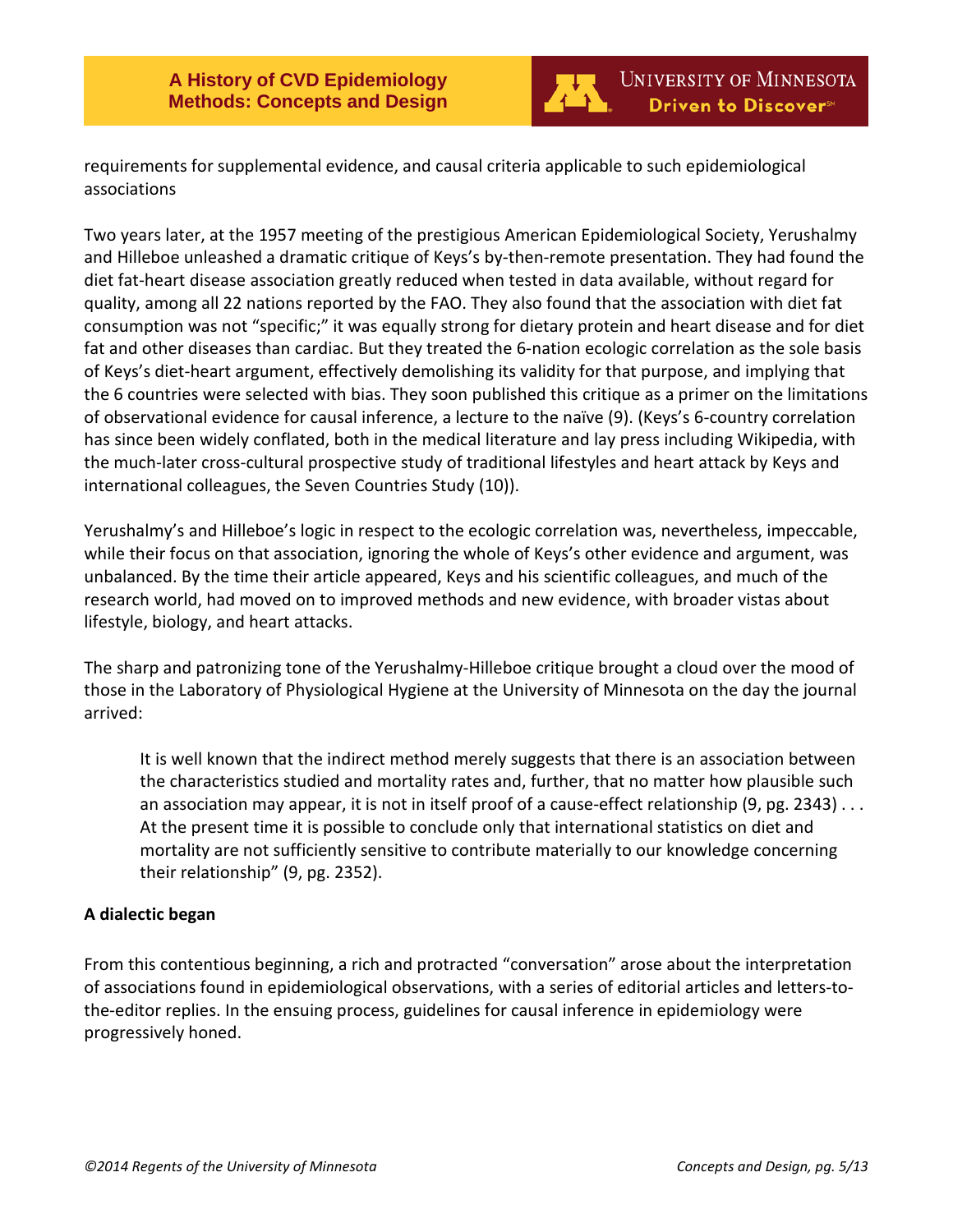requirements for supplemental evidence, and causal criteria applicable to such epidemiological associations

Two years later, at the 1957 meeting of the prestigious American Epidemiological Society, Yerushalmy and Hilleboe unleashed a dramatic critique of Keys's by-then-remote presentation. They had found the diet fat-heart disease association greatly reduced when tested in data available, without regard for quality, among all 22 nations reported by the FAO. They also found that the association with diet fat consumption was not "specific;" it was equally strong for dietary protein and heart disease and for diet fat and other diseases than cardiac. But they treated the 6-nation ecologic correlation as the sole basis of Keys's diet-heart argument, effectively demolishing its validity for that purpose, and implying that the 6 countries were selected with bias. They soon published this critique as a primer on the limitations of observational evidence for causal inference, a lecture to the naïve (9). (Keys's 6-country correlation has since been widely conflated, both in the medical literature and lay press including Wikipedia, with the much-later cross-cultural prospective study of traditional lifestyles and heart attack by Keys and international colleagues, the Seven Countries Study (10)).

Yerushalmy's and Hilleboe's logic in respect to the ecologic correlation was, nevertheless, impeccable, while their focus on that association, ignoring the whole of Keys's other evidence and argument, was unbalanced. By the time their article appeared, Keys and his scientific colleagues, and much of the research world, had moved on to improved methods and new evidence, with broader vistas about lifestyle, biology, and heart attacks.

The sharp and patronizing tone of the Yerushalmy-Hilleboe critique brought a cloud over the mood of those in the Laboratory of Physiological Hygiene at the University of Minnesota on the day the journal arrived:

> It is well known that the indirect method merely suggests that there is an association between the characteristics studied and mortality rates and, further, that no matter how plausible such an association may appear, it is not in itself proof of a cause-effect relationship (9, pg. 2343) . . . At the present time it is possible to conclude only that international statistics on diet and mortality are not sufficiently sensitive to contribute materially to our knowledge concerning their relationship" (9, pg. 2352).

**A dialectic began**

From this contentious beginning, a rich and protracted "conversation" arose about the interpretation of associations found in epidemiological observations, with a series of editorial articles and letters-to-the-editor replies. In the ensuing process, guidelines for causal inference in epidemiology were progressively honed.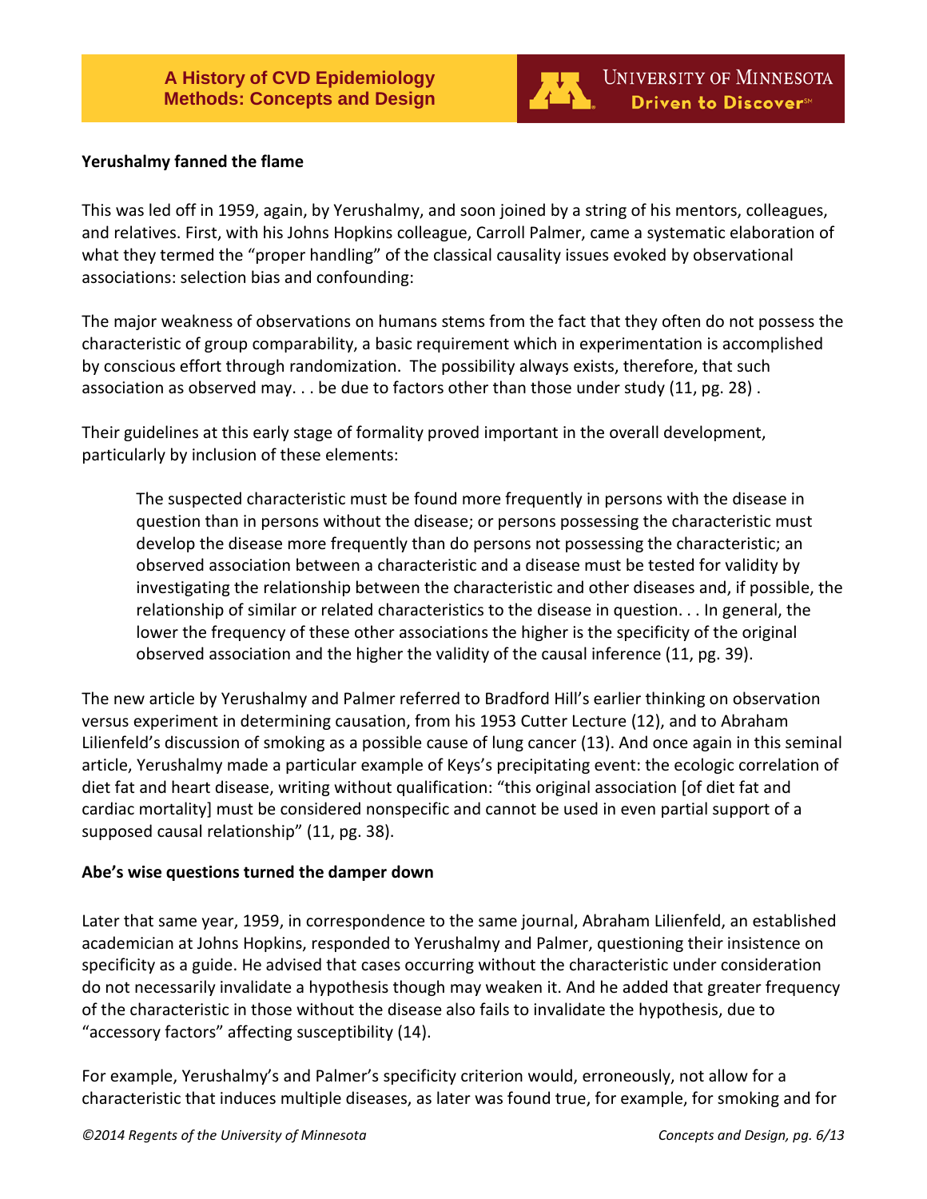**Yerushalmy fanned the flame**

This was led off in 1959, again, by Yerushalmy, and soon joined by a string of his mentors, colleagues, and relatives. First, with his Johns Hopkins colleague, Carroll Palmer, came a systematic elaboration of what they termed the "proper handling" of the classical causality issues evoked by observational associations: selection bias and confounding:

The major weakness of observations on humans stems from the fact that they often do not possess the characteristic of group comparability, a basic requirement which in experimentation is accomplished by conscious effort through randomization. The possibility always exists, therefore, that such association as observed may. . . be due to factors other than those under study (11, pg. 28) .

Their guidelines at this early stage of formality proved important in the overall development, particularly by inclusion of these elements:

> The suspected characteristic must be found more frequently in persons with the disease in question than in persons without the disease; or persons possessing the characteristic must develop the disease more frequently than do persons not possessing the characteristic; an observed association between a characteristic and a disease must be tested for validity by investigating the relationship between the characteristic and other diseases and, if possible, the relationship of similar or related characteristics to the disease in question. . . In general, the lower the frequency of these other associations the higher is the specificity of the original observed association and the higher the validity of the causal inference (11, pg. 39).

The new article by Yerushalmy and Palmer referred to Bradford Hill's earlier thinking on observation versus experiment in determining causation, from his 1953 Cutter Lecture (12), and to Abraham Lilienfeld's discussion of smoking as a possible cause of lung cancer (13). And once again in this seminal article, Yerushalmy made a particular example of Keys's precipitating event: the ecologic correlation of diet fat and heart disease, writing without qualification: "this original association [of diet fat and cardiac mortality] must be considered nonspecific and cannot be used in even partial support of a supposed causal relationship" (11, pg. 38).

**Abe's wise questions turned the damper down**

Later that same year, 1959, in correspondence to the same journal, Abraham Lilienfeld, an established academician at Johns Hopkins, responded to Yerushalmy and Palmer, questioning their insistence on specificity as a guide. He advised that cases occurring without the characteristic under consideration do not necessarily invalidate a hypothesis though may weaken it. And he added that greater frequency of the characteristic in those without the disease also fails to invalidate the hypothesis, due to "accessory factors" affecting susceptibility (14).

For example, Yerushalmy's and Palmer's specificity criterion would, erroneously, not allow for a characteristic that induces multiple diseases, as later was found true, for example, for smoking and for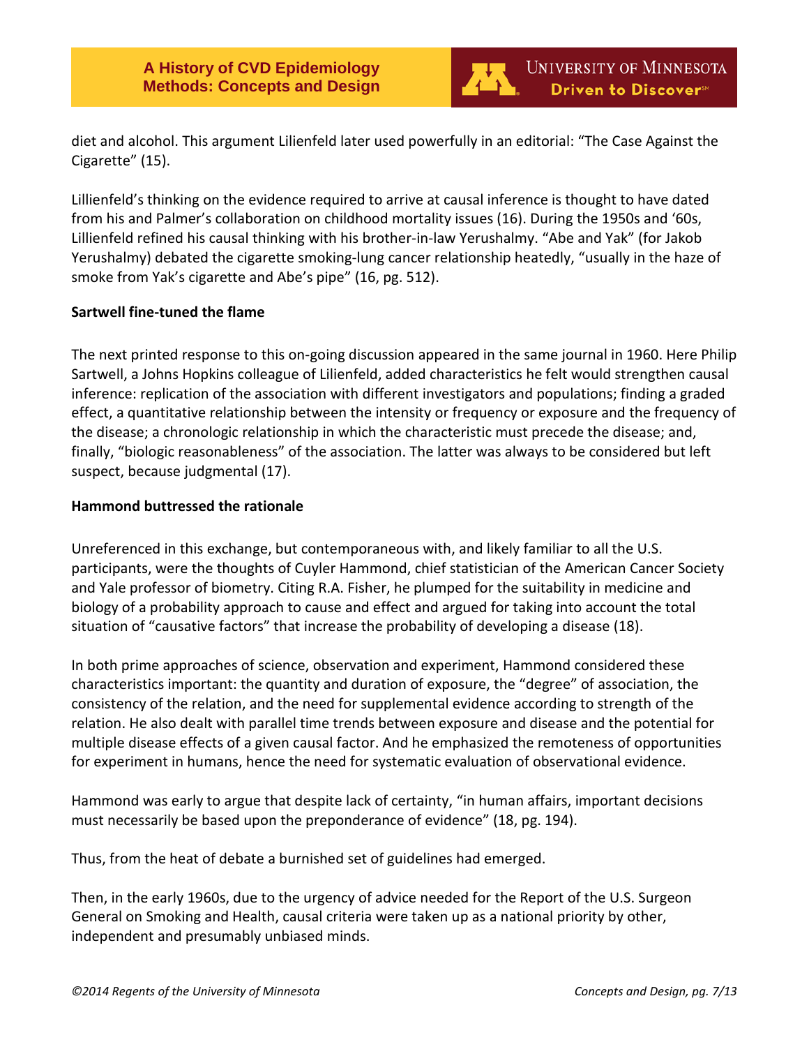diet and alcohol. This argument Lilienfeld later used powerfully in an editorial: "The Case Against the Cigarette" (15).

Lillienfeld's thinking on the evidence required to arrive at causal inference is thought to have dated from his and Palmer's collaboration on childhood mortality issues (16). During the 1950s and '60s, Lillienfeld refined his causal thinking with his brother-in-law Yerushalmy. "Abe and Yak" (for Jakob Yerushalmy) debated the cigarette smoking-lung cancer relationship heatedly, "usually in the haze of smoke from Yak's cigarette and Abe's pipe" (16, pg. 512).

**Sartwell fine-tuned the flame**

The next printed response to this on-going discussion appeared in the same journal in 1960. Here Philip Sartwell, a Johns Hopkins colleague of Lilienfeld, added characteristics he felt would strengthen causal inference: replication of the association with different investigators and populations; finding a graded effect, a quantitative relationship between the intensity or frequency or exposure and the frequency of the disease; a chronologic relationship in which the characteristic must precede the disease; and, finally, "biologic reasonableness" of the association. The latter was always to be considered but left suspect, because judgmental (17).

**Hammond buttressed the rationale**

Unreferenced in this exchange, but contemporaneous with, and likely familiar to all the U.S. participants, were the thoughts of Cuyler Hammond, chief statistician of the American Cancer Society and Yale professor of biometry. Citing R.A. Fisher, he plumped for the suitability in medicine and biology of a probability approach to cause and effect and argued for taking into account the total situation of "causative factors" that increase the probability of developing a disease (18).

In both prime approaches of science, observation and experiment, Hammond considered these characteristics important: the quantity and duration of exposure, the "degree" of association, the consistency of the relation, and the need for supplemental evidence according to strength of the relation. He also dealt with parallel time trends between exposure and disease and the potential for multiple disease effects of a given causal factor. And he emphasized the remoteness of opportunities for experiment in humans, hence the need for systematic evaluation of observational evidence.

Hammond was early to argue that despite lack of certainty, "in human affairs, important decisions must necessarily be based upon the preponderance of evidence" (18, pg. 194).

Thus, from the heat of debate a burnished set of guidelines had emerged.

Then, in the early 1960s, due to the urgency of advice needed for the Report of the U.S. Surgeon General on Smoking and Health, causal criteria were taken up as a national priority by other, independent and presumably unbiased minds.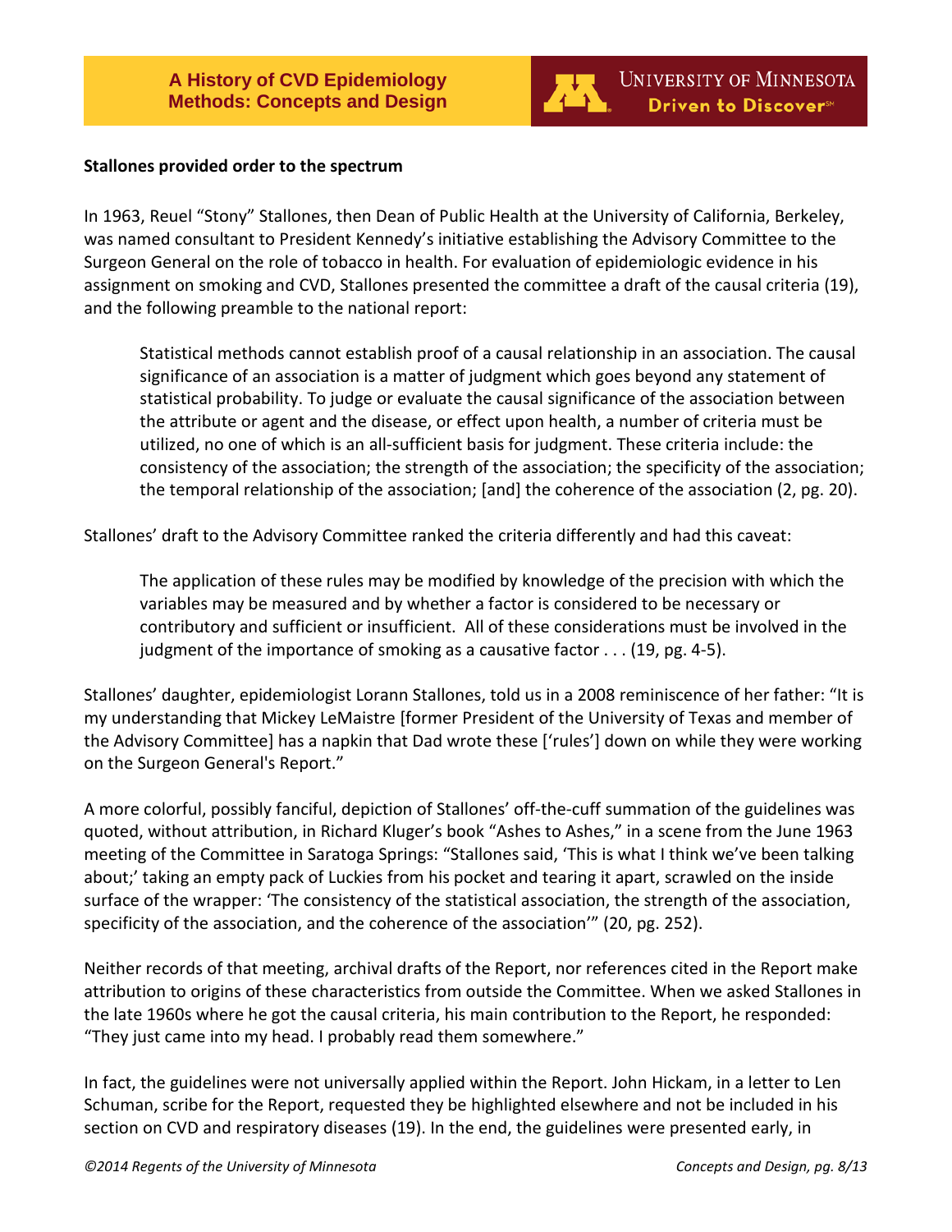**Stallones provided order to the spectrum**

In 1963, Reuel "Stony" Stallones, then Dean of Public Health at the University of California, Berkeley, was named consultant to President Kennedy's initiative establishing the Advisory Committee to the Surgeon General on the role of tobacco in health. For evaluation of epidemiologic evidence in his assignment on smoking and CVD, Stallones presented the committee a draft of the causal criteria (19), and the following preamble to the national report:

> Statistical methods cannot establish proof of a causal relationship in an association. The causal significance of an association is a matter of judgment which goes beyond any statement of statistical probability. To judge or evaluate the causal significance of the association between the attribute or agent and the disease, or effect upon health, a number of criteria must be utilized, no one of which is an all-sufficient basis for judgment. These criteria include: the consistency of the association; the strength of the association; the specificity of the association; the temporal relationship of the association; [and] the coherence of the association (2, pg. 20).

Stallones' draft to the Advisory Committee ranked the criteria differently and had this caveat:

> The application of these rules may be modified by knowledge of the precision with which the variables may be measured and by whether a factor is considered to be necessary or contributory and sufficient or insufficient. All of these considerations must be involved in the judgment of the importance of smoking as a causative factor . . . (19, pg. 4-5).

Stallones' daughter, epidemiologist Lorann Stallones, told us in a 2008 reminiscence of her father: "It is my understanding that Mickey LeMaistre [former President of the University of Texas and member of the Advisory Committee] has a napkin that Dad wrote these ['rules'] down on while they were working on the Surgeon General's Report."

A more colorful, possibly fanciful, depiction of Stallones' off-the-cuff summation of the guidelines was quoted, without attribution, in Richard Kluger's book "Ashes to Ashes," in a scene from the June 1963 meeting of the Committee in Saratoga Springs: "Stallones said, 'This is what I think we've been talking about;' taking an empty pack of Luckies from his pocket and tearing it apart, scrawled on the inside surface of the wrapper: 'The consistency of the statistical association, the strength of the association, specificity of the association, and the coherence of the association'" (20, pg. 252).

Neither records of that meeting, archival drafts of the Report, nor references cited in the Report make attribution to origins of these characteristics from outside the Committee. When we asked Stallones in the late 1960s where he got the causal criteria, his main contribution to the Report, he responded: "They just came into my head. I probably read them somewhere."

In fact, the guidelines were not universally applied within the Report. John Hickam, in a letter to Len Schuman, scribe for the Report, requested they be highlighted elsewhere and not be included in his section on CVD and respiratory diseases (19). In the end, the guidelines were presented early, in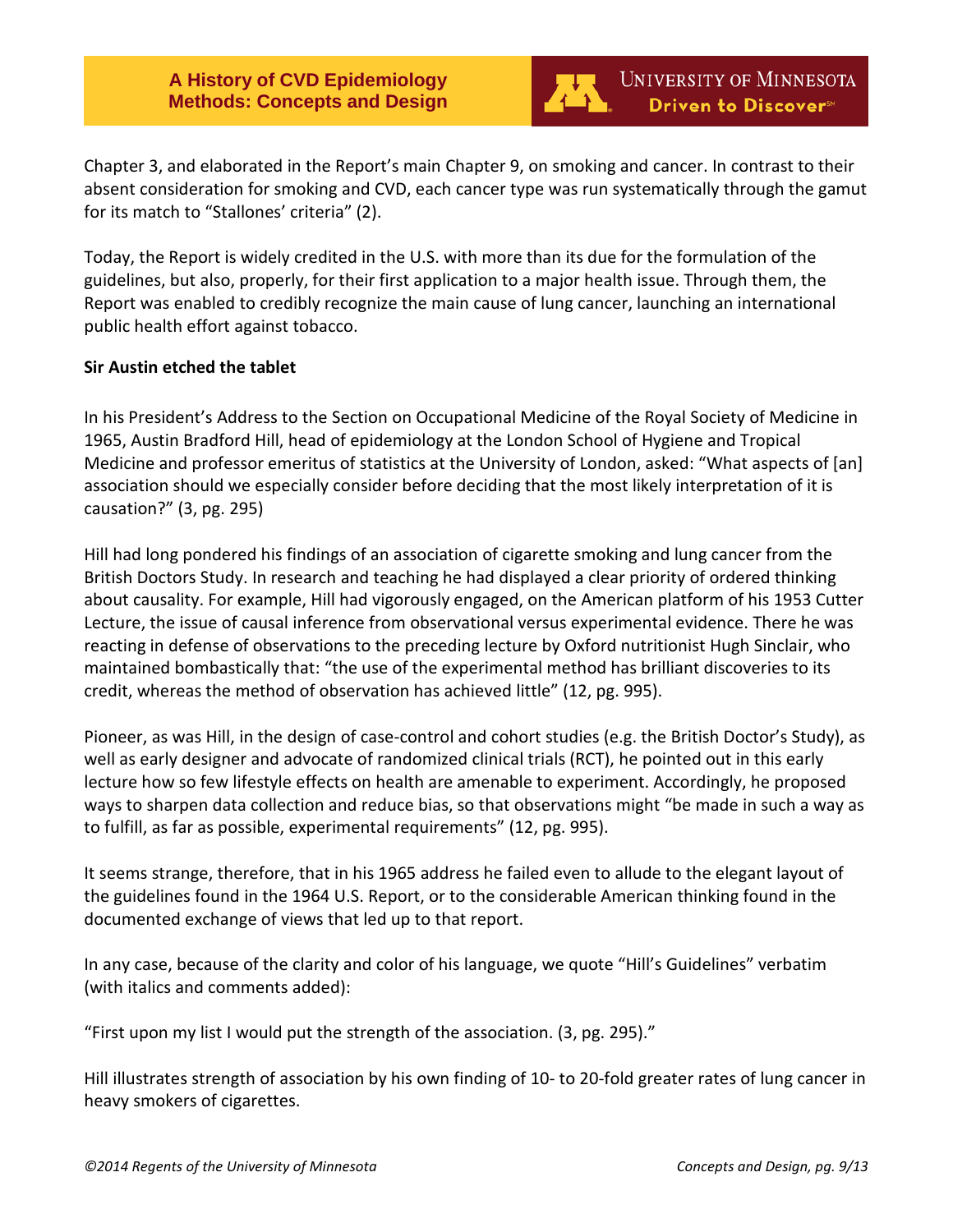Chapter 3, and elaborated in the Report's main Chapter 9, on smoking and cancer. In contrast to their absent consideration for smoking and CVD, each cancer type was run systematically through the gamut for its match to "Stallones' criteria" (2).

Today, the Report is widely credited in the U.S. with more than its due for the formulation of the guidelines, but also, properly, for their first application to a major health issue. Through them, the Report was enabled to credibly recognize the main cause of lung cancer, launching an international public health effort against tobacco.

**Sir Austin etched the tablet**

In his President's Address to the Section on Occupational Medicine of the Royal Society of Medicine in 1965, Austin Bradford Hill, head of epidemiology at the London School of Hygiene and Tropical Medicine and professor emeritus of statistics at the University of London, asked: "What aspects of [an] association should we especially consider before deciding that the most likely interpretation of it is causation?" (3, pg. 295)

Hill had long pondered his findings of an association of cigarette smoking and lung cancer from the British Doctors Study. In research and teaching he had displayed a clear priority of ordered thinking about causality. For example, Hill had vigorously engaged, on the American platform of his 1953 Cutter Lecture, the issue of causal inference from observational versus experimental evidence. There he was reacting in defense of observations to the preceding lecture by Oxford nutritionist Hugh Sinclair, who maintained bombastically that: "the use of the experimental method has brilliant discoveries to its credit, whereas the method of observation has achieved little" (12, pg. 995).

Pioneer, as was Hill, in the design of case-control and cohort studies (e.g. the British Doctor's Study), as well as early designer and advocate of randomized clinical trials (RCT), he pointed out in this early lecture how so few lifestyle effects on health are amenable to experiment. Accordingly, he proposed ways to sharpen data collection and reduce bias, so that observations might "be made in such a way as to fulfill, as far as possible, experimental requirements" (12, pg. 995).

It seems strange, therefore, that in his 1965 address he failed even to allude to the elegant layout of the guidelines found in the 1964 U.S. Report, or to the considerable American thinking found in the documented exchange of views that led up to that report.

In any case, because of the clarity and color of his language, we quote "Hill's Guidelines" verbatim (with italics and comments added):

"First upon my list I would put the strength of the association. (3, pg. 295)."

Hill illustrates strength of association by his own finding of 10- to 20-fold greater rates of lung cancer in heavy smokers of cigarettes.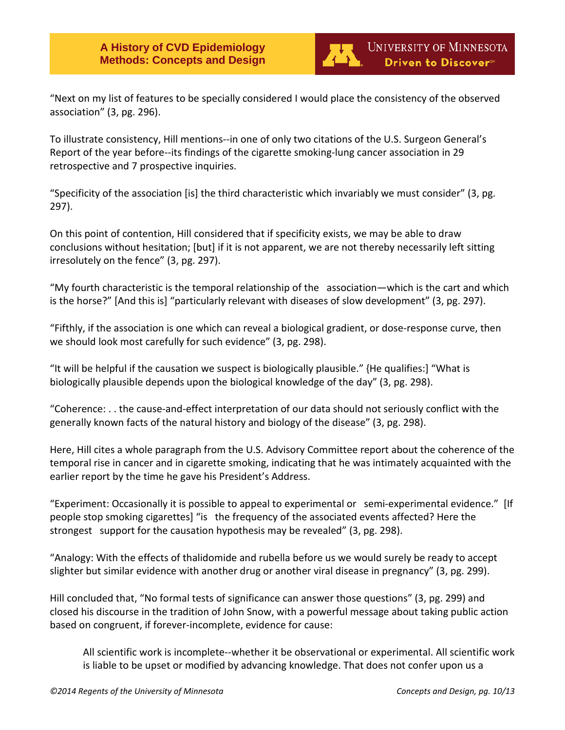“Next on my list of features to be specially considered I would place the consistency of the observed association” (3, pg. 296).

To illustrate consistency, Hill mentions--in one of only two citations of the U.S. Surgeon General’s Report of the year before--its findings of the cigarette smoking-lung cancer association in 29 retrospective and 7 prospective inquiries.

“Specificity of the association [is] the third characteristic which invariably we must consider” (3, pg. 297).

On this point of contention, Hill considered that if specificity exists, we may be able to draw conclusions without hesitation; [but] if it is not apparent, we are not thereby necessarily left sitting irresolutely on the fence” (3, pg. 297).

“My fourth characteristic is the temporal relationship of the association—which is the cart and which is the horse?” [And this is] “particularly relevant with diseases of slow development” (3, pg. 297).

“Fifthly, if the association is one which can reveal a biological gradient, or dose-response curve, then we should look most carefully for such evidence” (3, pg. 298).

“It will be helpful if the causation we suspect is biologically plausible.” {He qualifies:] “What is biologically plausible depends upon the biological knowledge of the day” (3, pg. 298).

“Coherence: . . the cause-and-effect interpretation of our data should not seriously conflict with the generally known facts of the natural history and biology of the disease” (3, pg. 298).

Here, Hill cites a whole paragraph from the U.S. Advisory Committee report about the coherence of the temporal rise in cancer and in cigarette smoking, indicating that he was intimately acquainted with the earlier report by the time he gave his President’s Address.

“Experiment: Occasionally it is possible to appeal to experimental or semi-experimental evidence.” [If people stop smoking cigarettes] “is the frequency of the associated events affected? Here the strongest support for the causation hypothesis may be revealed” (3, pg. 298).

“Analogy: With the effects of thalidomide and rubella before us we would surely be ready to accept slighter but similar evidence with another drug or another viral disease in pregnancy” (3, pg. 299).

Hill concluded that, “No formal tests of significance can answer those questions” (3, pg. 299) and closed his discourse in the tradition of John Snow, with a powerful message about taking public action based on congruent, if forever-incomplete, evidence for cause:

> All scientific work is incomplete--whether it be observational or experimental. All scientific work is liable to be upset or modified by advancing knowledge. That does not confer upon us a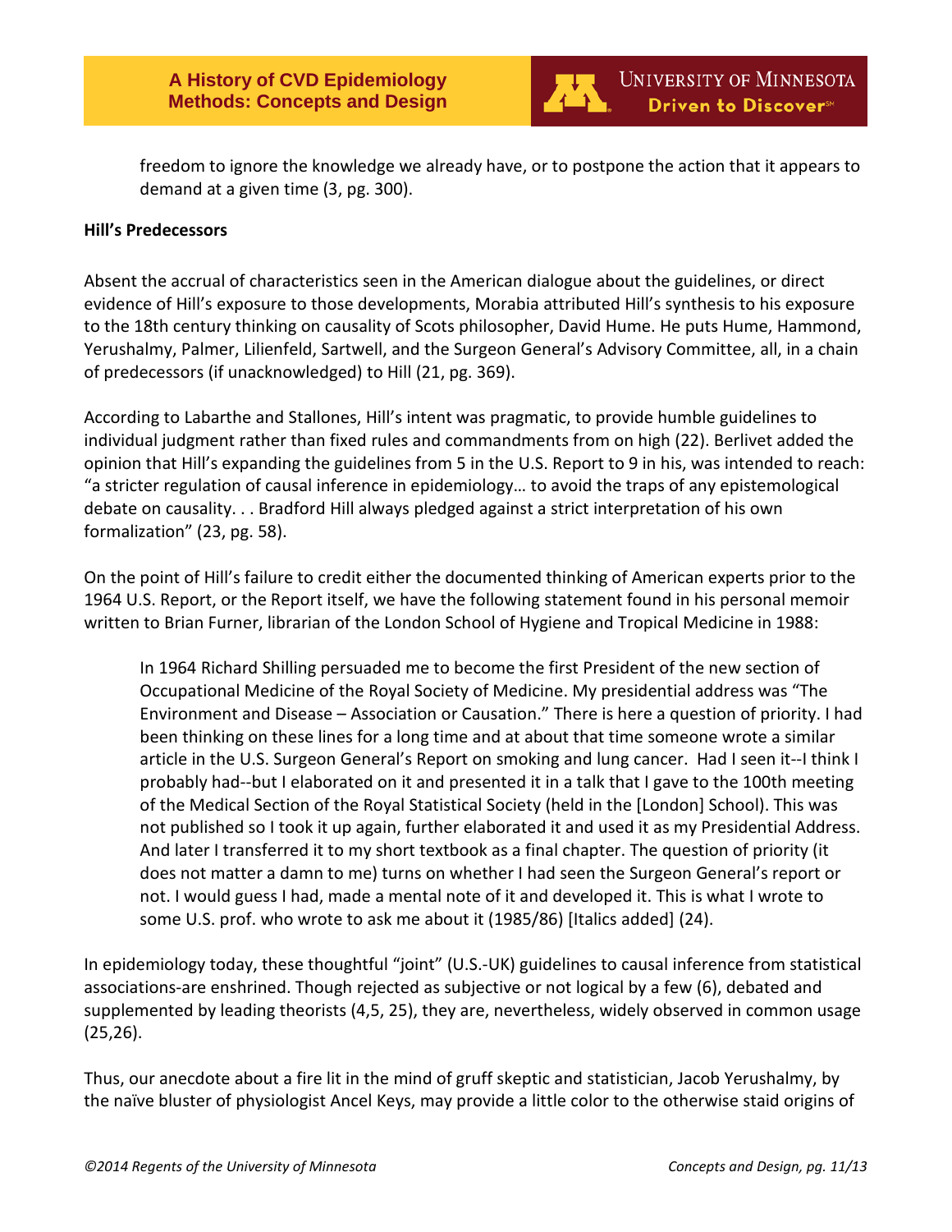freedom to ignore the knowledge we already have, or to postpone the action that it appears to demand at a given time (3, pg. 300).

**Hill's Predecessors**

Absent the accrual of characteristics seen in the American dialogue about the guidelines, or direct evidence of Hill's exposure to those developments, Morabia attributed Hill's synthesis to his exposure to the 18th century thinking on causality of Scots philosopher, David Hume. He puts Hume, Hammond, Yerushalmy, Palmer, Lilienfeld, Sartwell, and the Surgeon General's Advisory Committee, all, in a chain of predecessors (if unacknowledged) to Hill (21, pg. 369).

According to Labarthe and Stallones, Hill's intent was pragmatic, to provide humble guidelines to individual judgment rather than fixed rules and commandments from on high (22). Berlivet added the opinion that Hill's expanding the guidelines from 5 in the U.S. Report to 9 in his, was intended to reach: "a stricter regulation of causal inference in epidemiology… to avoid the traps of any epistemological debate on causality. . . Bradford Hill always pledged against a strict interpretation of his own formalization" (23, pg. 58).

On the point of Hill's failure to credit either the documented thinking of American experts prior to the 1964 U.S. Report, or the Report itself, we have the following statement found in his personal memoir written to Brian Furner, librarian of the London School of Hygiene and Tropical Medicine in 1988:

> In 1964 Richard Shilling persuaded me to become the first President of the new section of Occupational Medicine of the Royal Society of Medicine. My presidential address was "The Environment and Disease – Association or Causation." There is here a question of priority. I had been thinking on these lines for a long time and at about that time someone wrote a similar article in the U.S. Surgeon General's Report on smoking and lung cancer. Had I seen it--I think I probably had--but I elaborated on it and presented it in a talk that I gave to the 100th meeting of the Medical Section of the Royal Statistical Society (held in the [London] School). This was not published so I took it up again, further elaborated it and used it as my Presidential Address. And later I transferred it to my short textbook as a final chapter. The question of priority (it does not matter a damn to me) turns on whether I had seen the Surgeon General's report or not. I would guess I had, made a mental note of it and developed it. This is what I wrote to some U.S. prof. who wrote to ask me about it (1985/86) [Italics added] (24).

In epidemiology today, these thoughtful "joint" (U.S.-UK) guidelines to causal inference from statistical associations-are enshrined. Though rejected as subjective or not logical by a few (6), debated and supplemented by leading theorists (4,5, 25), they are, nevertheless, widely observed in common usage (25,26).

Thus, our anecdote about a fire lit in the mind of gruff skeptic and statistician, Jacob Yerushalmy, by the naïve bluster of physiologist Ancel Keys, may provide a little color to the otherwise staid origins of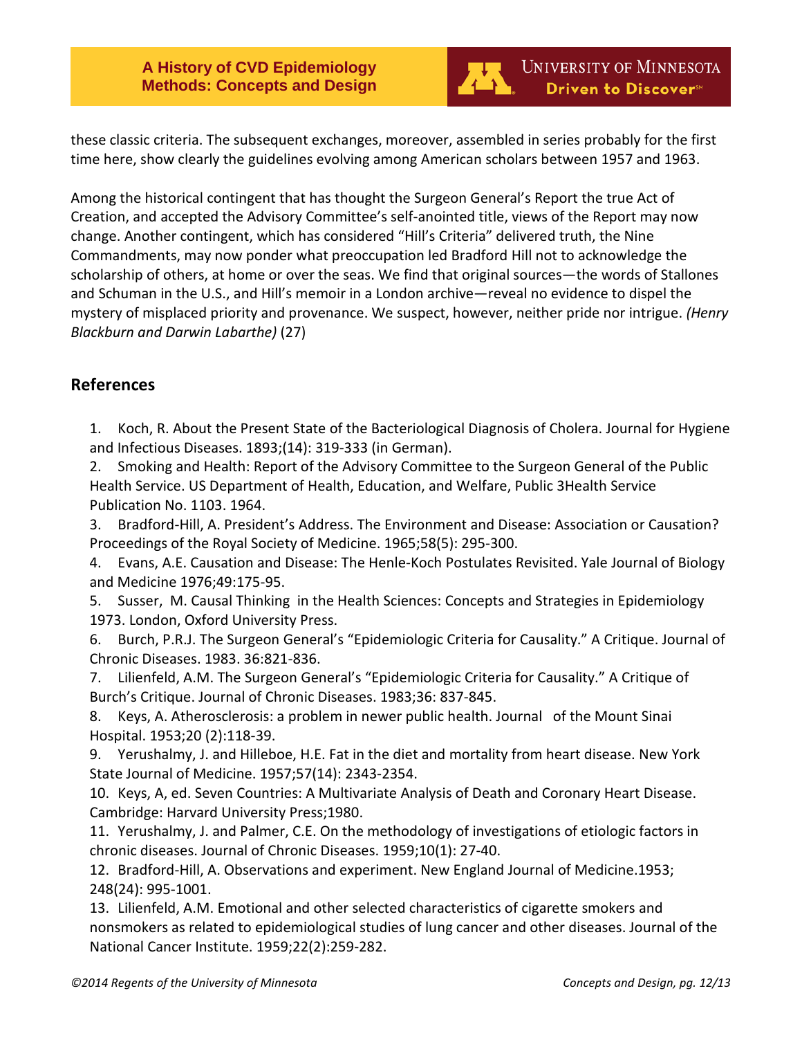these classic criteria. The subsequent exchanges, moreover, assembled in series probably for the first time here, show clearly the guidelines evolving among American scholars between 1957 and 1963.

Among the historical contingent that has thought the Surgeon General's Report the true Act of Creation, and accepted the Advisory Committee's self-anointed title, views of the Report may now change. Another contingent, which has considered "Hill's Criteria" delivered truth, the Nine Commandments, may now ponder what preoccupation led Bradford Hill not to acknowledge the scholarship of others, at home or over the seas. We find that original sources—the words of Stallones and Schuman in the U.S., and Hill's memoir in a London archive—reveal no evidence to dispel the mystery of misplaced priority and provenance. We suspect, however, neither pride nor intrigue. *(Henry Blackburn and Darwin Labarthe)* (27)

## References

1. Koch, R. About the Present State of the Bacteriological Diagnosis of Cholera. Journal for Hygiene and Infectious Diseases. 1893;(14): 319-333 (in German).
2. Smoking and Health: Report of the Advisory Committee to the Surgeon General of the Public Health Service. US Department of Health, Education, and Welfare, Public 3Health Service Publication No. 1103. 1964.
3. Bradford-Hill, A. President's Address. The Environment and Disease: Association or Causation? Proceedings of the Royal Society of Medicine. 1965;58(5): 295-300.
4. Evans, A.E. Causation and Disease: The Henle-Koch Postulates Revisited. Yale Journal of Biology and Medicine 1976;49:175-95.
5. Susser, M. Causal Thinking in the Health Sciences: Concepts and Strategies in Epidemiology 1973. London, Oxford University Press.
6. Burch, P.R.J. The Surgeon General's "Epidemiologic Criteria for Causality." A Critique. Journal of Chronic Diseases. 1983. 36:821-836.
7. Lilienfeld, A.M. The Surgeon General's "Epidemiologic Criteria for Causality." A Critique of Burch's Critique. Journal of Chronic Diseases. 1983;36: 837-845.
8. Keys, A. Atherosclerosis: a problem in newer public health. Journal of the Mount Sinai Hospital. 1953;20 (2):118-39.
9. Yerushalmy, J. and Hilleboe, H.E. Fat in the diet and mortality from heart disease. New York State Journal of Medicine. 1957;57(14): 2343-2354.
10. Keys, A, ed. Seven Countries: A Multivariate Analysis of Death and Coronary Heart Disease. Cambridge: Harvard University Press;1980.
11. Yerushalmy, J. and Palmer, C.E. On the methodology of investigations of etiologic factors in chronic diseases. Journal of Chronic Diseases. 1959;10(1): 27-40.
12. Bradford-Hill, A. Observations and experiment. New England Journal of Medicine.1953; 248(24): 995-1001.
13. Lilienfeld, A.M. Emotional and other selected characteristics of cigarette smokers and nonsmokers as related to epidemiological studies of lung cancer and other diseases. Journal of the National Cancer Institute. 1959;22(2):259-282.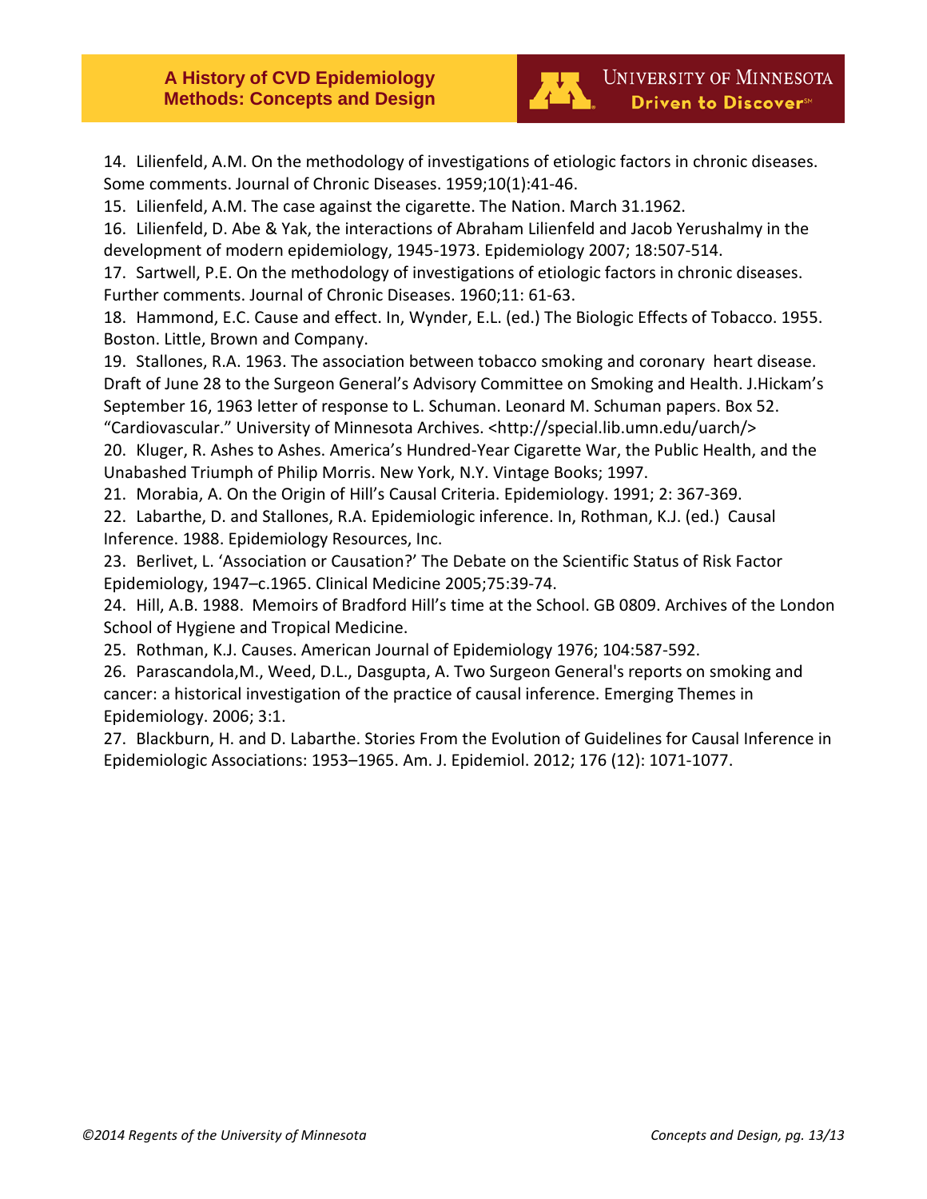14. Lilienfeld, A.M. On the methodology of investigations of etiologic factors in chronic diseases. Some comments. Journal of Chronic Diseases. 1959;10(1):41-46.

15. Lilienfeld, A.M. The case against the cigarette. The Nation. March 31.1962.

16. Lilienfeld, D. Abe & Yak, the interactions of Abraham Lilienfeld and Jacob Yerushalmy in the development of modern epidemiology, 1945-1973. Epidemiology 2007; 18:507-514.

17. Sartwell, P.E. On the methodology of investigations of etiologic factors in chronic diseases. Further comments. Journal of Chronic Diseases. 1960;11: 61-63.

18. Hammond, E.C. Cause and effect. In, Wynder, E.L. (ed.) The Biologic Effects of Tobacco. 1955. Boston. Little, Brown and Company.

19. Stallones, R.A. 1963. The association between tobacco smoking and coronary heart disease. Draft of June 28 to the Surgeon General's Advisory Committee on Smoking and Health. J.Hickam's September 16, 1963 letter of response to L. Schuman. Leonard M. Schuman papers. Box 52. "Cardiovascular." University of Minnesota Archives. <http://special.lib.umn.edu/uarch/>

20. Kluger, R. Ashes to Ashes. America's Hundred-Year Cigarette War, the Public Health, and the Unabashed Triumph of Philip Morris. New York, N.Y. Vintage Books; 1997.

21. Morabia, A. On the Origin of Hill's Causal Criteria. Epidemiology. 1991; 2: 367-369.

22. Labarthe, D. and Stallones, R.A. Epidemiologic inference. In, Rothman, K.J. (ed.) Causal Inference. 1988. Epidemiology Resources, Inc.

23. Berlivet, L. 'Association or Causation?' The Debate on the Scientific Status of Risk Factor Epidemiology, 1947–c.1965. Clinical Medicine 2005;75:39-74.

24. Hill, A.B. 1988. Memoirs of Bradford Hill's time at the School. GB 0809. Archives of the London School of Hygiene and Tropical Medicine.

25. Rothman, K.J. Causes. American Journal of Epidemiology 1976; 104:587-592.

26. Parascandola,M., Weed, D.L., Dasgupta, A. Two Surgeon General's reports on smoking and cancer: a historical investigation of the practice of causal inference. Emerging Themes in Epidemiology. 2006; 3:1.

27. Blackburn, H. and D. Labarthe. Stories From the Evolution of Guidelines for Causal Inference in Epidemiologic Associations: 1953–1965. Am. J. Epidemiol. 2012; 176 (12): 1071-1077.